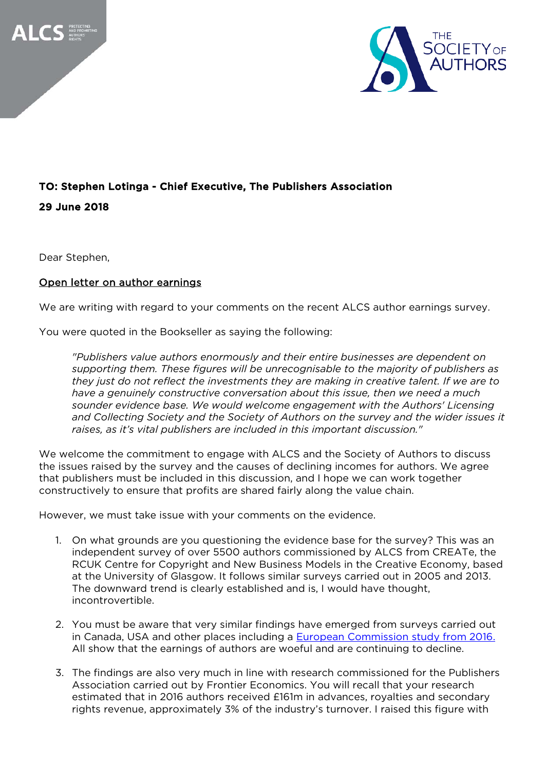ALCS PROTECTING AND PROMOTING AUTHORS' RIGHTS

THE SOCIETY OF AUTHORS

**TO: Stephen Lotinga - Chief Executive, The Publishers Association**

**29 June 2018**

Dear Stephen,

Open letter on author earnings

We are writing with regard to your comments on the recent ALCS author earnings survey.

You were quoted in the Bookseller as saying the following:

> *"Publishers value authors enormously and their entire businesses are dependent on supporting them. These figures will be unrecognisable to the majority of publishers as they just do not reflect the investments they are making in creative talent. If we are to have a genuinely constructive conversation about this issue, then we need a much sounder evidence base. We would welcome engagement with the Authors' Licensing and Collecting Society and the Society of Authors on the survey and the wider issues it raises, as it's vital publishers are included in this important discussion."*

We welcome the commitment to engage with ALCS and the Society of Authors to discuss the issues raised by the survey and the causes of declining incomes for authors. We agree that publishers must be included in this discussion, and I hope we can work together constructively to ensure that profits are shared fairly along the value chain.

However, we must take issue with your comments on the evidence.

1. On what grounds are you questioning the evidence base for the survey? This was an independent survey of over 5500 authors commissioned by ALCS from CREATe, the RCUK Centre for Copyright and New Business Models in the Creative Economy, based at the University of Glasgow. It follows similar surveys carried out in 2005 and 2013. The downward trend is clearly established and is, I would have thought, incontrovertible.

2. You must be aware that very similar findings have emerged from surveys carried out in Canada, USA and other places including a European Commission study from 2016. All show that the earnings of authors are woeful and are continuing to decline.

3. The findings are also very much in line with research commissioned for the Publishers Association carried out by Frontier Economics. You will recall that your research estimated that in 2016 authors received £161m in advances, royalties and secondary rights revenue, approximately 3% of the industry's turnover. I raised this figure with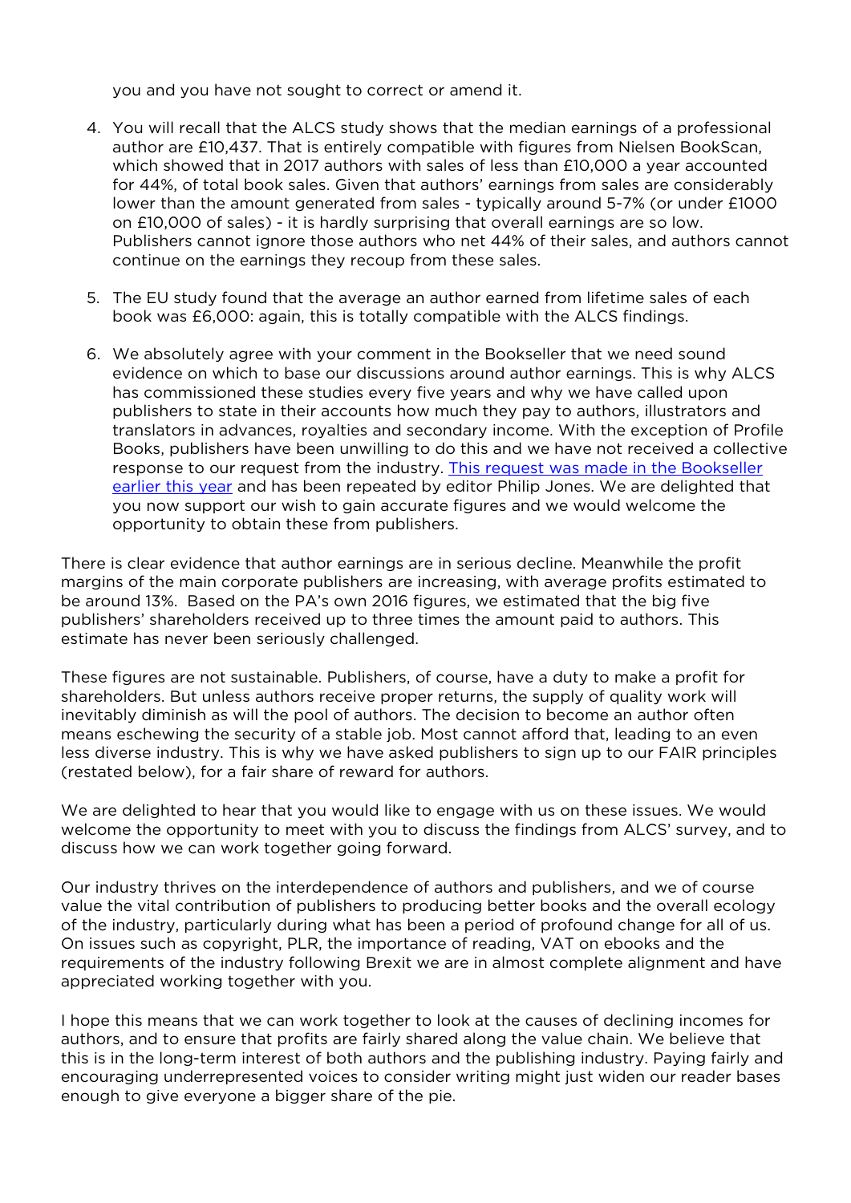you and you have not sought to correct or amend it.

4. You will recall that the ALCS study shows that the median earnings of a professional author are £10,437. That is entirely compatible with figures from Nielsen BookScan, which showed that in 2017 authors with sales of less than £10,000 a year accounted for 44%, of total book sales. Given that authors' earnings from sales are considerably lower than the amount generated from sales - typically around 5-7% (or under £1000 on £10,000 of sales) - it is hardly surprising that overall earnings are so low. Publishers cannot ignore those authors who net 44% of their sales, and authors cannot continue on the earnings they recoup from these sales.

5. The EU study found that the average an author earned from lifetime sales of each book was £6,000: again, this is totally compatible with the ALCS findings.

6. We absolutely agree with your comment in the Bookseller that we need sound evidence on which to base our discussions around author earnings. This is why ALCS has commissioned these studies every five years and why we have called upon publishers to state in their accounts how much they pay to authors, illustrators and translators in advances, royalties and secondary income. With the exception of Profile Books, publishers have been unwilling to do this and we have not received a collective response to our request from the industry. This request was made in the Bookseller earlier this year and has been repeated by editor Philip Jones. We are delighted that you now support our wish to gain accurate figures and we would welcome the opportunity to obtain these from publishers.

There is clear evidence that author earnings are in serious decline. Meanwhile the profit margins of the main corporate publishers are increasing, with average profits estimated to be around 13%. Based on the PA's own 2016 figures, we estimated that the big five publishers' shareholders received up to three times the amount paid to authors. This estimate has never been seriously challenged.

These figures are not sustainable. Publishers, of course, have a duty to make a profit for shareholders. But unless authors receive proper returns, the supply of quality work will inevitably diminish as will the pool of authors. The decision to become an author often means eschewing the security of a stable job. Most cannot afford that, leading to an even less diverse industry. This is why we have asked publishers to sign up to our FAIR principles (restated below), for a fair share of reward for authors.

We are delighted to hear that you would like to engage with us on these issues. We would welcome the opportunity to meet with you to discuss the findings from ALCS' survey, and to discuss how we can work together going forward.

Our industry thrives on the interdependence of authors and publishers, and we of course value the vital contribution of publishers to producing better books and the overall ecology of the industry, particularly during what has been a period of profound change for all of us. On issues such as copyright, PLR, the importance of reading, VAT on ebooks and the requirements of the industry following Brexit we are in almost complete alignment and have appreciated working together with you.

I hope this means that we can work together to look at the causes of declining incomes for authors, and to ensure that profits are fairly shared along the value chain. We believe that this is in the long-term interest of both authors and the publishing industry. Paying fairly and encouraging underrepresented voices to consider writing might just widen our reader bases enough to give everyone a bigger share of the pie.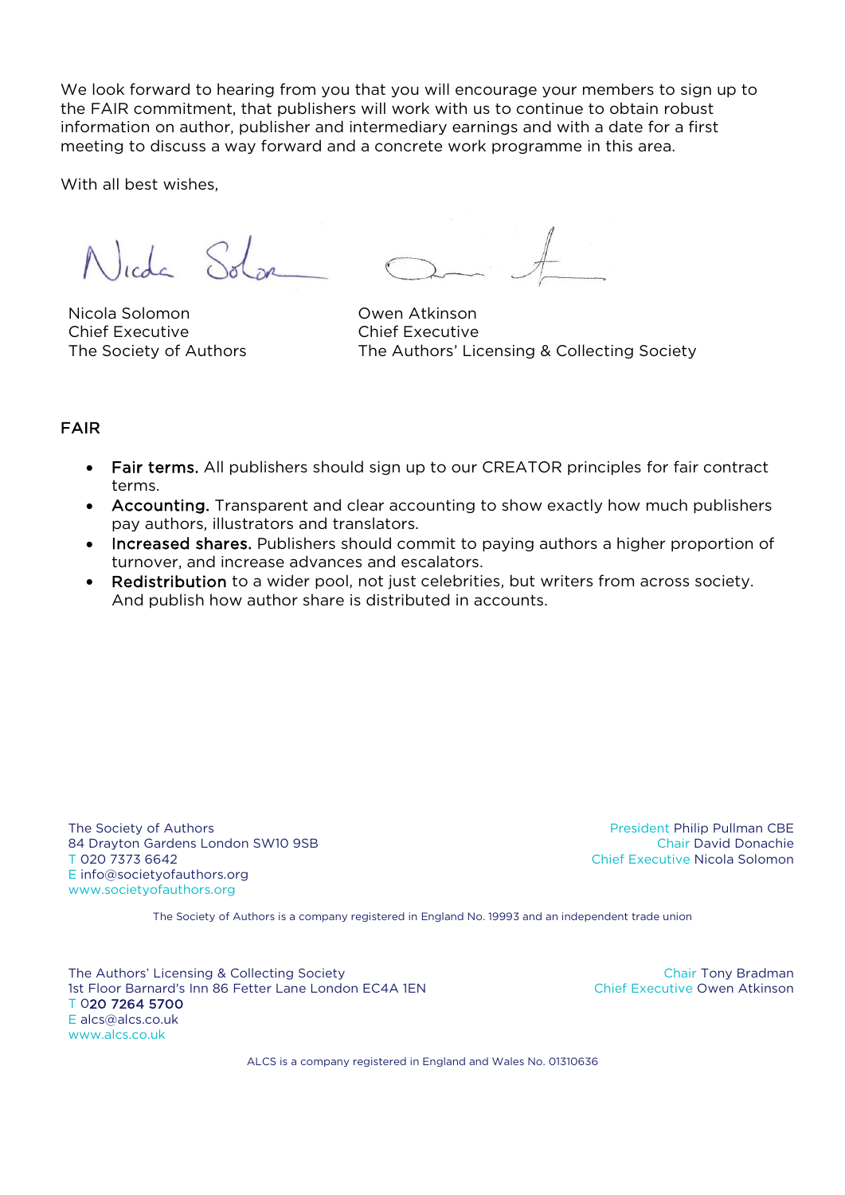We look forward to hearing from you that you will encourage your members to sign up to the FAIR commitment, that publishers will work with us to continue to obtain robust information on author, publisher and intermediary earnings and with a date for a first meeting to discuss a way forward and a concrete work programme in this area.

With all best wishes,

Nicola Solomon
Chief Executive
The Society of Authors

Owen Atkinson
Chief Executive
The Authors' Licensing & Collecting Society

## FAIR

- **Fair terms.** All publishers should sign up to our CREATOR principles for fair contract terms.
- **Accounting.** Transparent and clear accounting to show exactly how much publishers pay authors, illustrators and translators.
- **Increased shares.** Publishers should commit to paying authors a higher proportion of turnover, and increase advances and escalators.
- **Redistribution** to a wider pool, not just celebrities, but writers from across society. And publish how author share is distributed in accounts.

The Society of Authors
84 Drayton Gardens London SW10 9SB
T 020 7373 6642
E info@societyofauthors.org
www.societyofauthors.org

President Philip Pullman CBE
Chair David Donachie
Chief Executive Nicola Solomon

The Society of Authors is a company registered in England No. 19993 and an independent trade union

The Authors' Licensing & Collecting Society
1st Floor Barnard's Inn 86 Fetter Lane London EC4A 1EN
T 020 7264 5700
E alcs@alcs.co.uk
www.alcs.co.uk

Chair Tony Bradman
Chief Executive Owen Atkinson

ALCS is a company registered in England and Wales No. 01310636